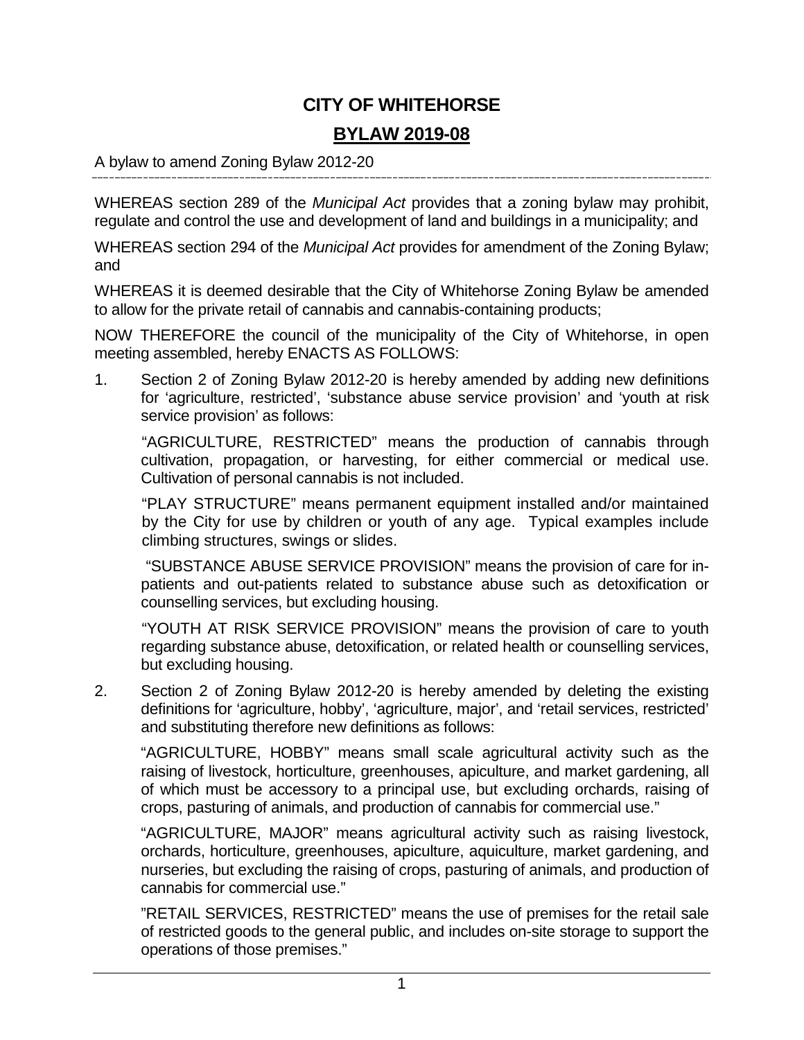# CITY OF WHITEHORSE

## BYLAW 2019-08

A bylaw to amend Zoning Bylaw 2012-20

---

WHEREAS section 289 of the *Municipal Act* provides that a zoning bylaw may prohibit, regulate and control the use and development of land and buildings in a municipality; and

WHEREAS section 294 of the *Municipal Act* provides for amendment of the Zoning Bylaw; and

WHEREAS it is deemed desirable that the City of Whitehorse Zoning Bylaw be amended to allow for the private retail of cannabis and cannabis-containing products;

NOW THEREFORE the council of the municipality of the City of Whitehorse, in open meeting assembled, hereby ENACTS AS FOLLOWS:

1. Section 2 of Zoning Bylaw 2012-20 is hereby amended by adding new definitions for 'agriculture, restricted', 'substance abuse service provision' and 'youth at risk service provision' as follows:

   "AGRICULTURE, RESTRICTED" means the production of cannabis through cultivation, propagation, or harvesting, for either commercial or medical use. Cultivation of personal cannabis is not included.

   "PLAY STRUCTURE" means permanent equipment installed and/or maintained by the City for use by children or youth of any age. Typical examples include climbing structures, swings or slides.

   "SUBSTANCE ABUSE SERVICE PROVISION" means the provision of care for in-patients and out-patients related to substance abuse such as detoxification or counselling services, but excluding housing.

   "YOUTH AT RISK SERVICE PROVISION" means the provision of care to youth regarding substance abuse, detoxification, or related health or counselling services, but excluding housing.

2. Section 2 of Zoning Bylaw 2012-20 is hereby amended by deleting the existing definitions for 'agriculture, hobby', 'agriculture, major', and 'retail services, restricted' and substituting therefore new definitions as follows:

   "AGRICULTURE, HOBBY" means small scale agricultural activity such as the raising of livestock, horticulture, greenhouses, apiculture, and market gardening, all of which must be accessory to a principal use, but excluding orchards, raising of crops, pasturing of animals, and production of cannabis for commercial use."

   "AGRICULTURE, MAJOR" means agricultural activity such as raising livestock, orchards, horticulture, greenhouses, apiculture, aquiculture, market gardening, and nurseries, but excluding the raising of crops, pasturing of animals, and production of cannabis for commercial use."

   "RETAIL SERVICES, RESTRICTED" means the use of premises for the retail sale of restricted goods to the general public, and includes on-site storage to support the operations of those premises."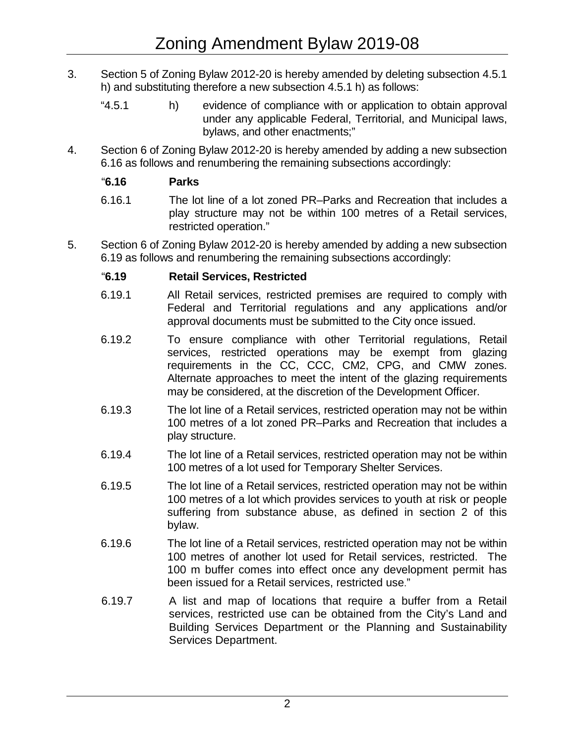3. Section 5 of Zoning Bylaw 2012-20 is hereby amended by deleting subsection 4.5.1 h) and substituting therefore a new subsection 4.5.1 h) as follows:

   "4.5.1 h) evidence of compliance with or application to obtain approval under any applicable Federal, Territorial, and Municipal laws, bylaws, and other enactments;"

4. Section 6 of Zoning Bylaw 2012-20 is hereby amended by adding a new subsection 6.16 as follows and renumbering the remaining subsections accordingly:

   "**6.16 Parks**

   6.16.1 The lot line of a lot zoned PR–Parks and Recreation that includes a play structure may not be within 100 metres of a Retail services, restricted operation."

5. Section 6 of Zoning Bylaw 2012-20 is hereby amended by adding a new subsection 6.19 as follows and renumbering the remaining subsections accordingly:

   "**6.19 Retail Services, Restricted**

   6.19.1 All Retail services, restricted premises are required to comply with Federal and Territorial regulations and any applications and/or approval documents must be submitted to the City once issued.

   6.19.2 To ensure compliance with other Territorial regulations, Retail services, restricted operations may be exempt from glazing requirements in the CC, CCC, CM2, CPG, and CMW zones. Alternate approaches to meet the intent of the glazing requirements may be considered, at the discretion of the Development Officer.

   6.19.3 The lot line of a Retail services, restricted operation may not be within 100 metres of a lot zoned PR–Parks and Recreation that includes a play structure.

   6.19.4 The lot line of a Retail services, restricted operation may not be within 100 metres of a lot used for Temporary Shelter Services.

   6.19.5 The lot line of a Retail services, restricted operation may not be within 100 metres of a lot which provides services to youth at risk or people suffering from substance abuse, as defined in section 2 of this bylaw.

   6.19.6 The lot line of a Retail services, restricted operation may not be within 100 metres of another lot used for Retail services, restricted. The 100 m buffer comes into effect once any development permit has been issued for a Retail services, restricted use."

   6.19.7 A list and map of locations that require a buffer from a Retail services, restricted use can be obtained from the City's Land and Building Services Department or the Planning and Sustainability Services Department.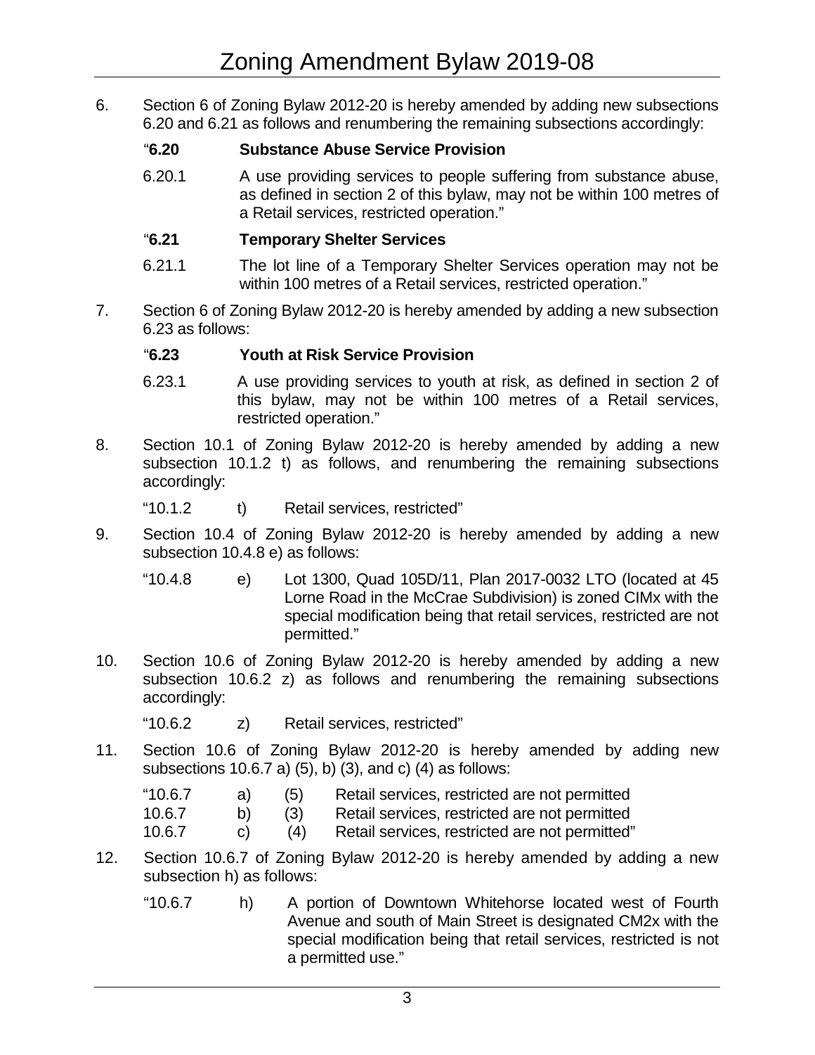6. Section 6 of Zoning Bylaw 2012-20 is hereby amended by adding new subsections 6.20 and 6.21 as follows and renumbering the remaining subsections accordingly:

   "**6.20 Substance Abuse Service Provision**

   6.20.1 A use providing services to people suffering from substance abuse, as defined in section 2 of this bylaw, may not be within 100 metres of a Retail services, restricted operation."

   "**6.21 Temporary Shelter Services**

   6.21.1 The lot line of a Temporary Shelter Services operation may not be within 100 metres of a Retail services, restricted operation."

7. Section 6 of Zoning Bylaw 2012-20 is hereby amended by adding a new subsection 6.23 as follows:

   "**6.23 Youth at Risk Service Provision**

   6.23.1 A use providing services to youth at risk, as defined in section 2 of this bylaw, may not be within 100 metres of a Retail services, restricted operation."

8. Section 10.1 of Zoning Bylaw 2012-20 is hereby amended by adding a new subsection 10.1.2 t) as follows, and renumbering the remaining subsections accordingly:

   "10.1.2 t) Retail services, restricted"

9. Section 10.4 of Zoning Bylaw 2012-20 is hereby amended by adding a new subsection 10.4.8 e) as follows:

   "10.4.8 e) Lot 1300, Quad 105D/11, Plan 2017-0032 LTO (located at 45 Lorne Road in the McCrae Subdivision) is zoned CIMx with the special modification being that retail services, restricted are not permitted."

10. Section 10.6 of Zoning Bylaw 2012-20 is hereby amended by adding a new subsection 10.6.2 z) as follows and renumbering the remaining subsections accordingly:

    "10.6.2 z) Retail services, restricted"

11. Section 10.6 of Zoning Bylaw 2012-20 is hereby amended by adding new subsections 10.6.7 a) (5), b) (3), and c) (4) as follows:

    "10.6.7 a) (5) Retail services, restricted are not permitted
    10.6.7 b) (3) Retail services, restricted are not permitted
    10.6.7 c) (4) Retail services, restricted are not permitted"

12. Section 10.6.7 of Zoning Bylaw 2012-20 is hereby amended by adding a new subsection h) as follows:

    "10.6.7 h) A portion of Downtown Whitehorse located west of Fourth Avenue and south of Main Street is designated CM2x with the special modification being that retail services, restricted is not a permitted use."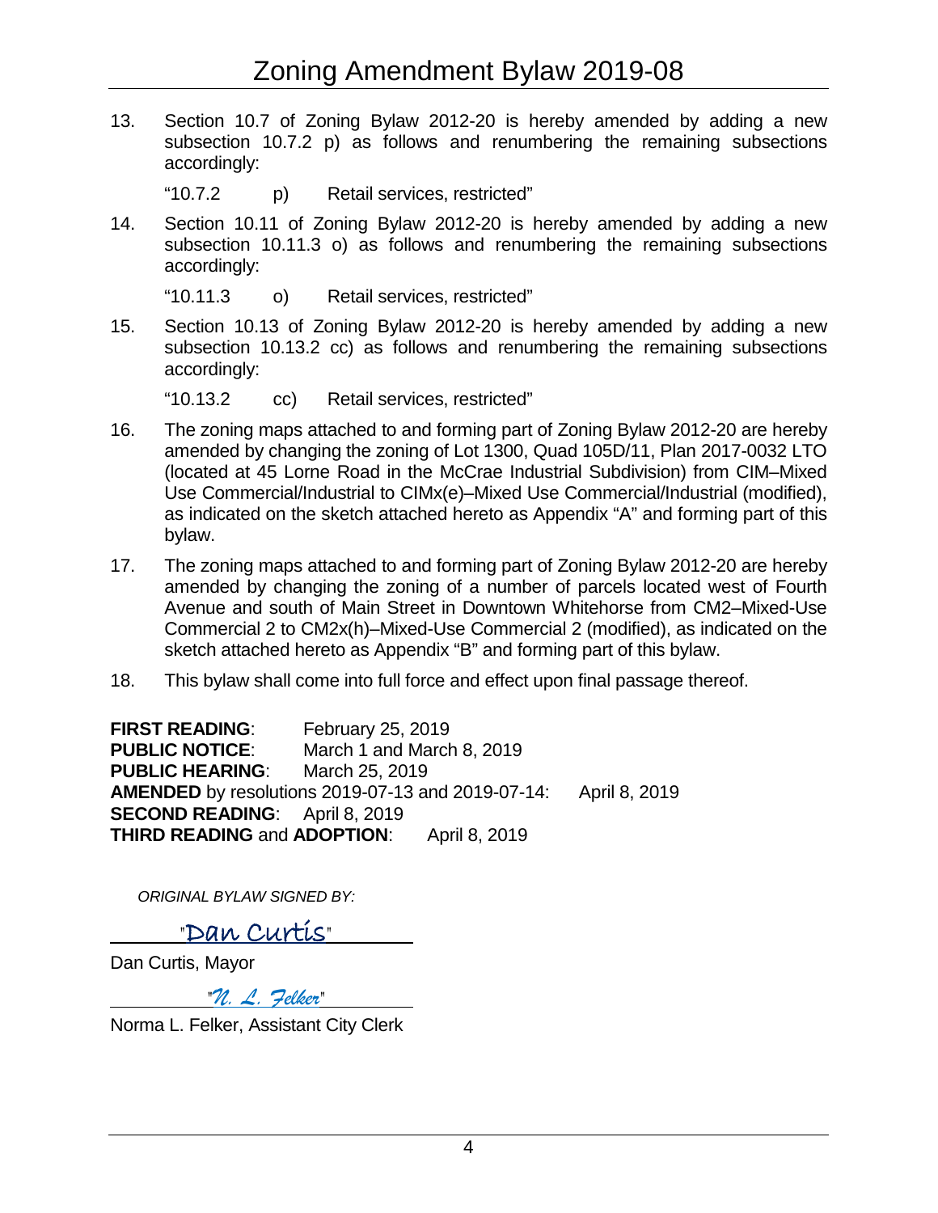13. Section 10.7 of Zoning Bylaw 2012-20 is hereby amended by adding a new subsection 10.7.2 p) as follows and renumbering the remaining subsections accordingly:

    "10.7.2 p) Retail services, restricted"

14. Section 10.11 of Zoning Bylaw 2012-20 is hereby amended by adding a new subsection 10.11.3 o) as follows and renumbering the remaining subsections accordingly:

    "10.11.3 o) Retail services, restricted"

15. Section 10.13 of Zoning Bylaw 2012-20 is hereby amended by adding a new subsection 10.13.2 cc) as follows and renumbering the remaining subsections accordingly:

    "10.13.2 cc) Retail services, restricted"

16. The zoning maps attached to and forming part of Zoning Bylaw 2012-20 are hereby amended by changing the zoning of Lot 1300, Quad 105D/11, Plan 2017-0032 LTO (located at 45 Lorne Road in the McCrae Industrial Subdivision) from CIM–Mixed Use Commercial/Industrial to CIMx(e)–Mixed Use Commercial/Industrial (modified), as indicated on the sketch attached hereto as Appendix "A" and forming part of this bylaw.

17. The zoning maps attached to and forming part of Zoning Bylaw 2012-20 are hereby amended by changing the zoning of a number of parcels located west of Fourth Avenue and south of Main Street in Downtown Whitehorse from CM2–Mixed-Use Commercial 2 to CM2x(h)–Mixed-Use Commercial 2 (modified), as indicated on the sketch attached hereto as Appendix "B" and forming part of this bylaw.

18. This bylaw shall come into full force and effect upon final passage thereof.

**FIRST READING**: February 25, 2019
**PUBLIC NOTICE**: March 1 and March 8, 2019
**PUBLIC HEARING**: March 25, 2019
**AMENDED** by resolutions 2019-07-13 and 2019-07-14: April 8, 2019
**SECOND READING**: April 8, 2019
**THIRD READING** and **ADOPTION**: April 8, 2019

*ORIGINAL BYLAW SIGNED BY:*

"Dan Curtis"

Dan Curtis, Mayor

"N. L. Felker"

Norma L. Felker, Assistant City Clerk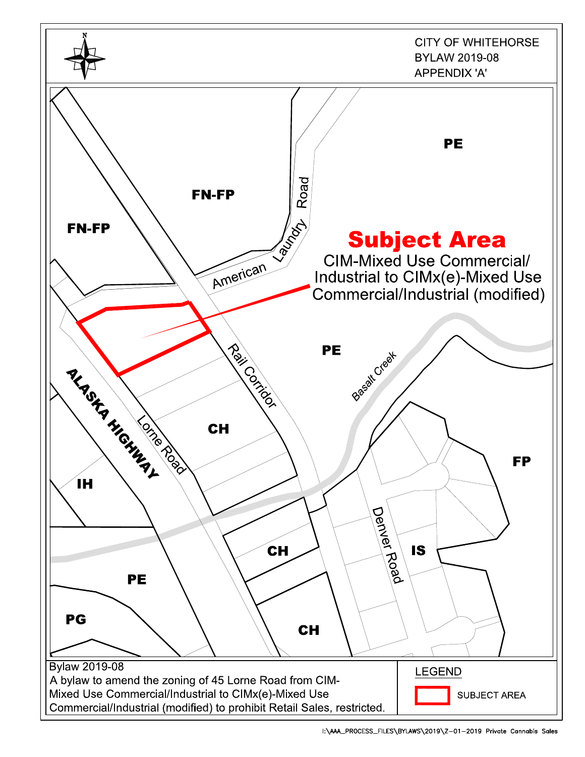CITY OF WHITEHORSE
BYLAW 2019-08
APPENDIX 'A'

**Subject Area**
CIM-Mixed Use Commercial/Industrial to CIMx(e)-Mixed Use Commercial/Industrial (modified)

PE

FN-FP

FN-FP

American Laundry Road

Rail Corridor

PE

Basalt Creek

ALASKA HIGHWAY

Lorne Road

CH

FP

IH

CH

Denver Road

IS

PE

PG

CH

Bylaw 2019-08
A bylaw to amend the zoning of 45 Lorne Road from CIM-Mixed Use Commercial/Industrial to CIMx(e)-Mixed Use Commercial/Industrial (modified) to prohibit Retail Sales, restricted.

LEGEND

SUBJECT AREA

I:\AAA_PROCESS_FILES\BYLAWS\2019\Z-01-2019 Private Cannabis Sales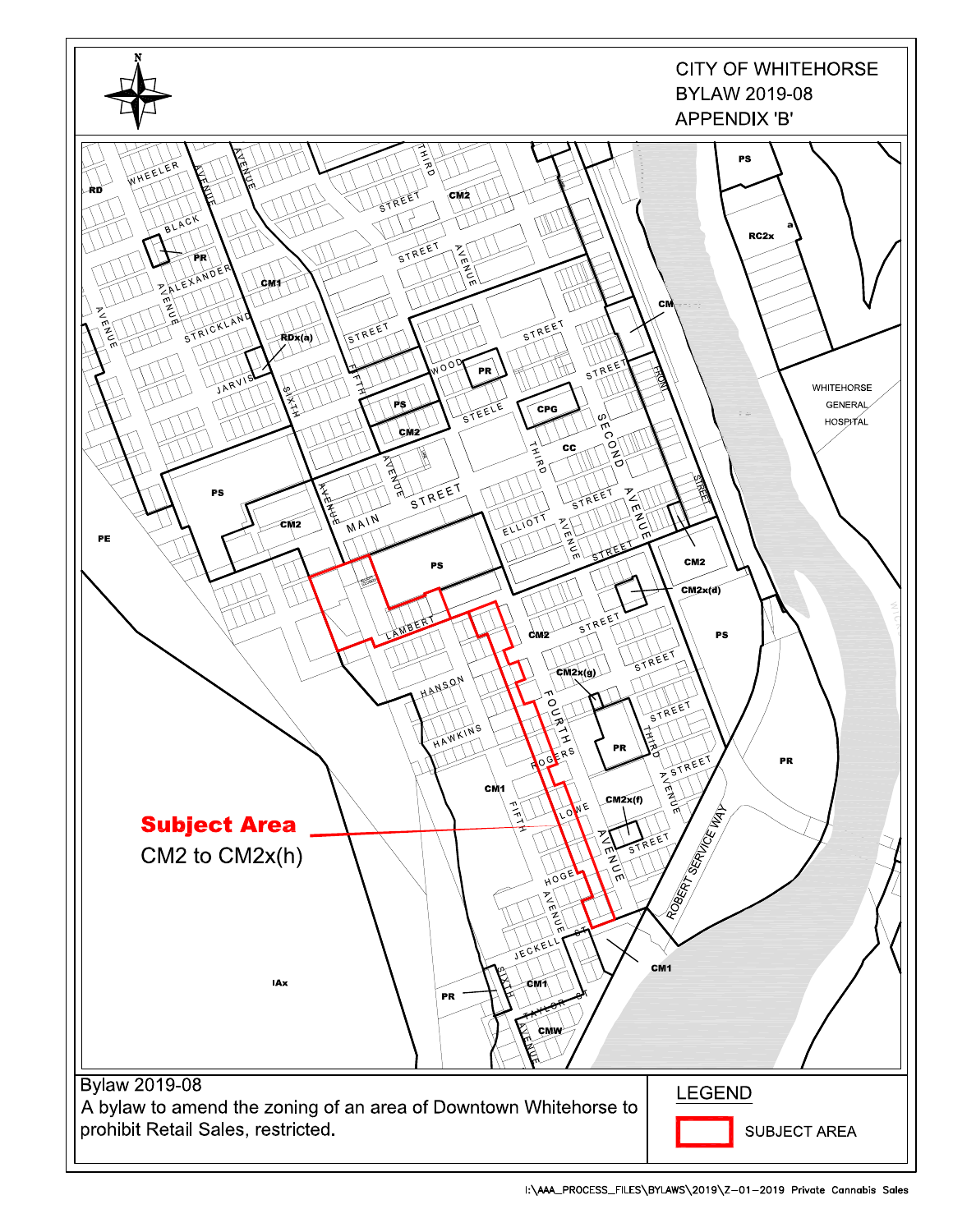CITY OF WHITEHORSE
BYLAW 2019-08
APPENDIX 'B'

Subject Area
CM2 to CM2x(h)

Bylaw 2019-08
A bylaw to amend the zoning of an area of Downtown Whitehorse to prohibit Retail Sales, restricted.

LEGEND

SUBJECT AREA

I:\AAA_PROCESS_FILES\BYLAWS\2019\Z-01-2019 Private Cannabis Sales